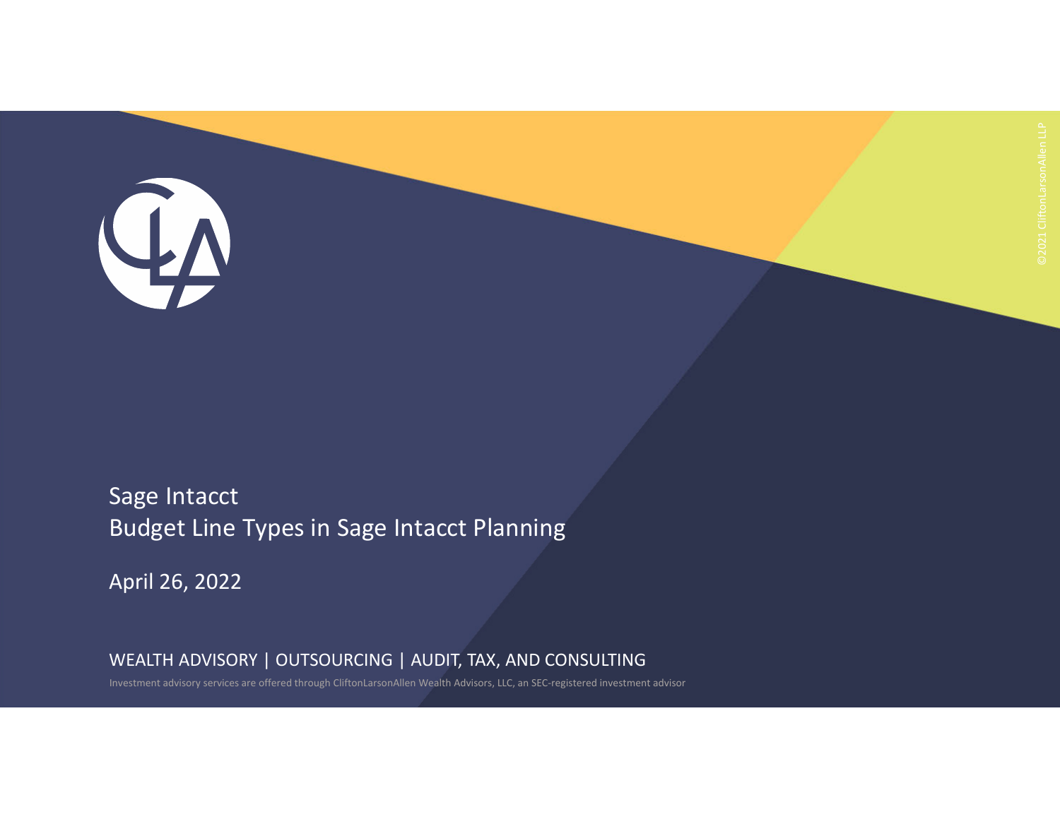# Sage Intacct

## Budget Line Types in Sage Intacct Planning

April 26, 2022

WEALTH ADVISORY | OUTSOURCING | AUDIT, TAX, AND CONSULTING

Investment advisory services are offered through CliftonLarsonAllen Wealth Advisors, LLC, an SEC-registered investment advisor

©2021 CliftonLarsonAllen LLP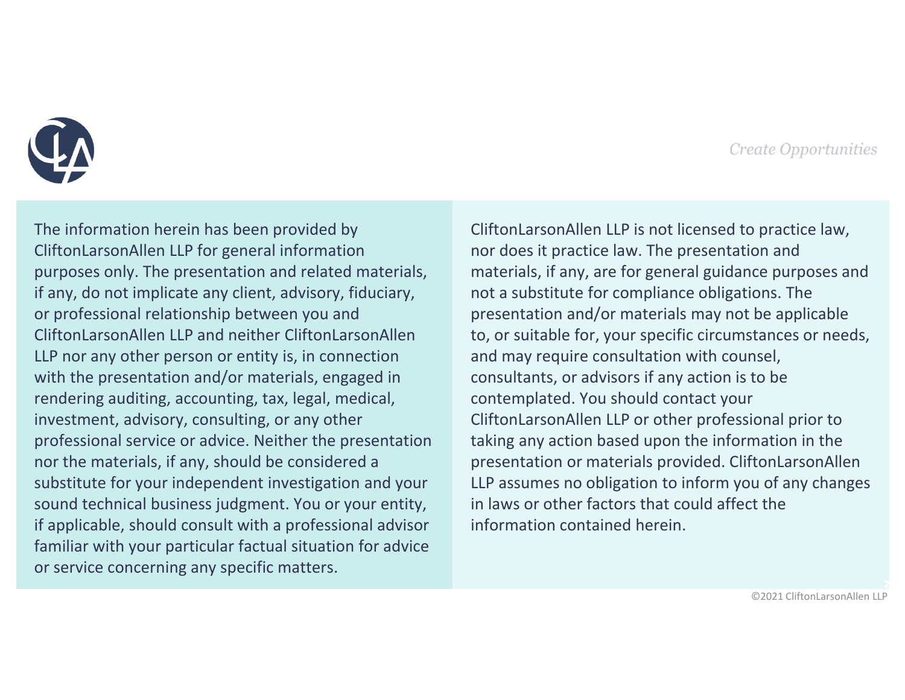The information herein has been provided by CliftonLarsonAllen LLP for general information purposes only. The presentation and related materials, if any, do not implicate any client, advisory, fiduciary, or professional relationship between you and CliftonLarsonAllen LLP and neither CliftonLarsonAllen LLP nor any other person or entity is, in connection with the presentation and/or materials, engaged in rendering auditing, accounting, tax, legal, medical, investment, advisory, consulting, or any other professional service or advice. Neither the presentation nor the materials, if any, should be considered a substitute for your independent investigation and your sound technical business judgment. You or your entity, if applicable, should consult with a professional advisor familiar with your particular factual situation for advice or service concerning any specific matters.

CliftonLarsonAllen LLP is not licensed to practice law, nor does it practice law. The presentation and materials, if any, are for general guidance purposes and not a substitute for compliance obligations. The presentation and/or materials may not be applicable to, or suitable for, your specific circumstances or needs, and may require consultation with counsel, consultants, or advisors if any action is to be contemplated. You should contact your CliftonLarsonAllen LLP or other professional prior to taking any action based upon the information in the presentation or materials provided. CliftonLarsonAllen LLP assumes no obligation to inform you of any changes in laws or other factors that could affect the information contained herein.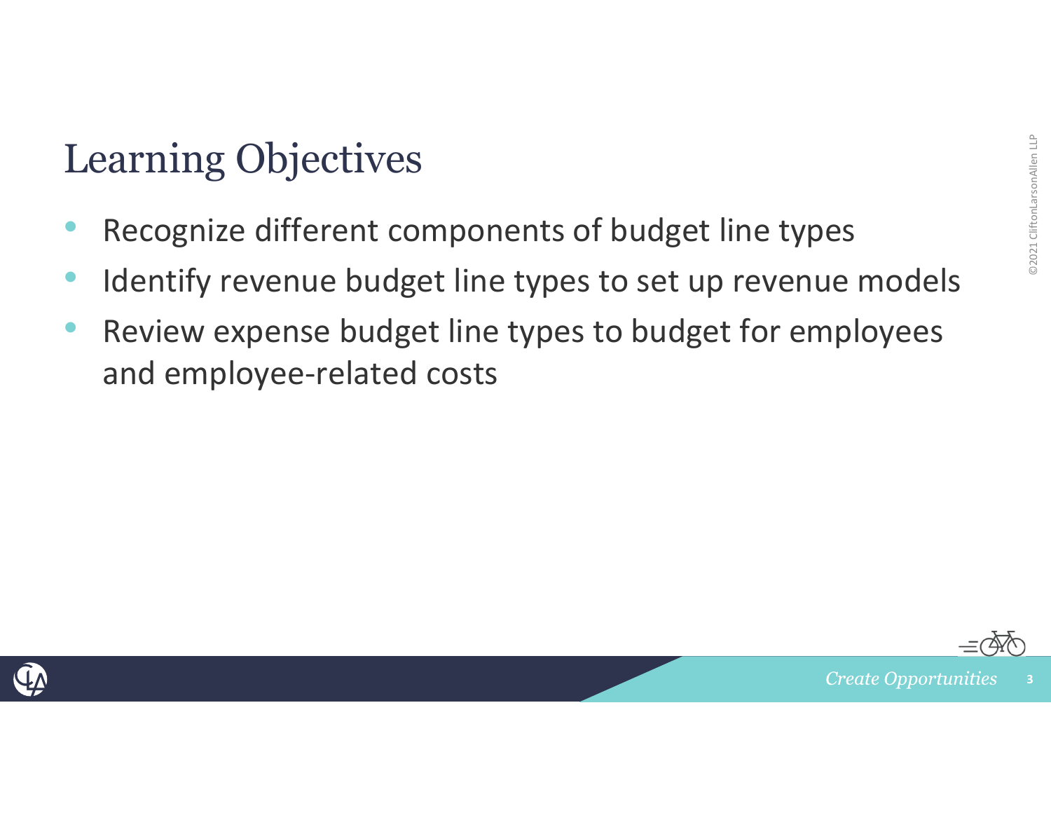# Learning Objectives

- Recognize different components of budget line types
- Identify revenue budget line types to set up revenue models
- Review expense budget line types to budget for employees and employee-related costs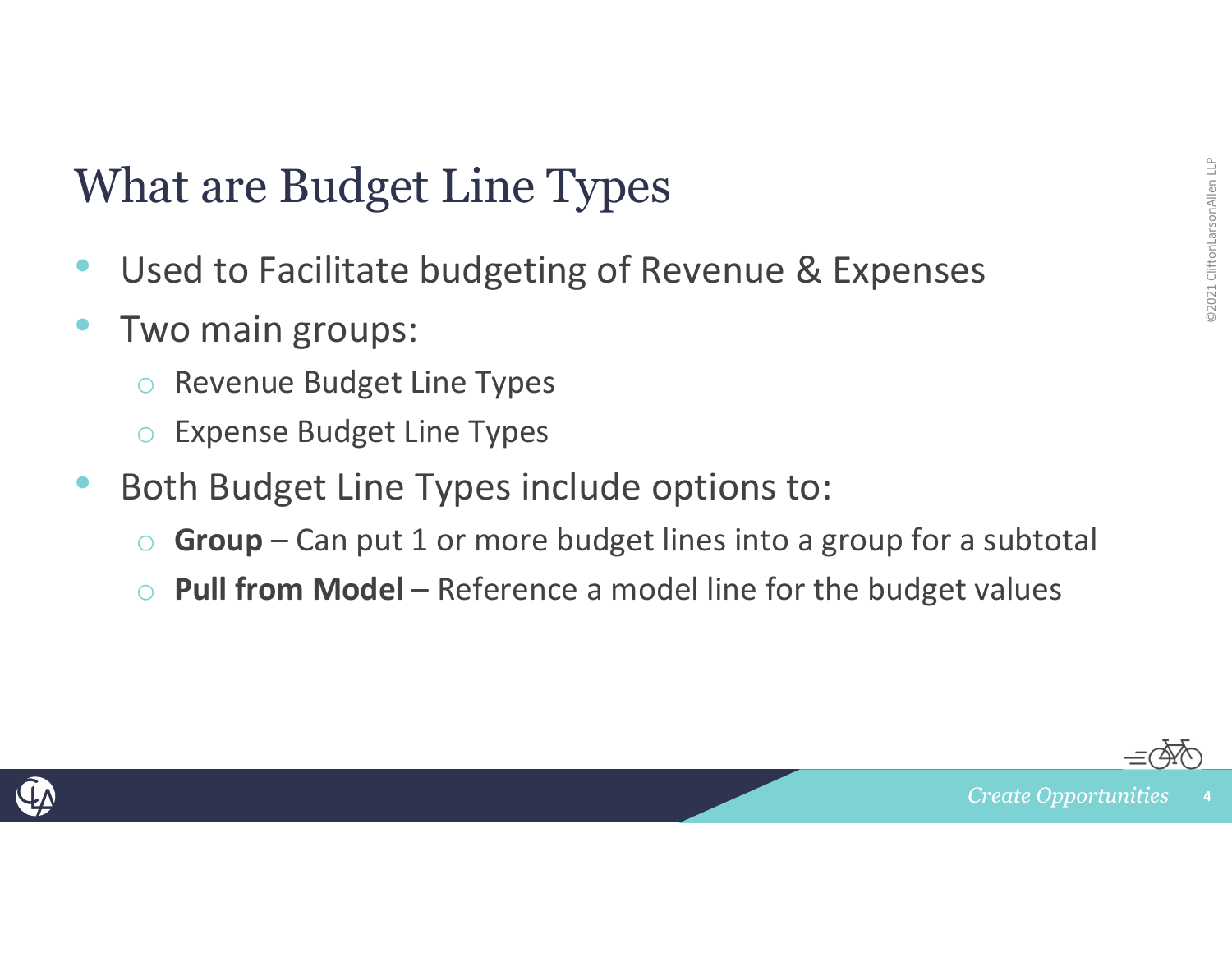# What are Budget Line Types

- Used to Facilitate budgeting of Revenue & Expenses
- Two main groups:
  - Revenue Budget Line Types
  - Expense Budget Line Types
- Both Budget Line Types include options to:
  - **Group** – Can put 1 or more budget lines into a group for a subtotal
  - **Pull from Model** – Reference a model line for the budget values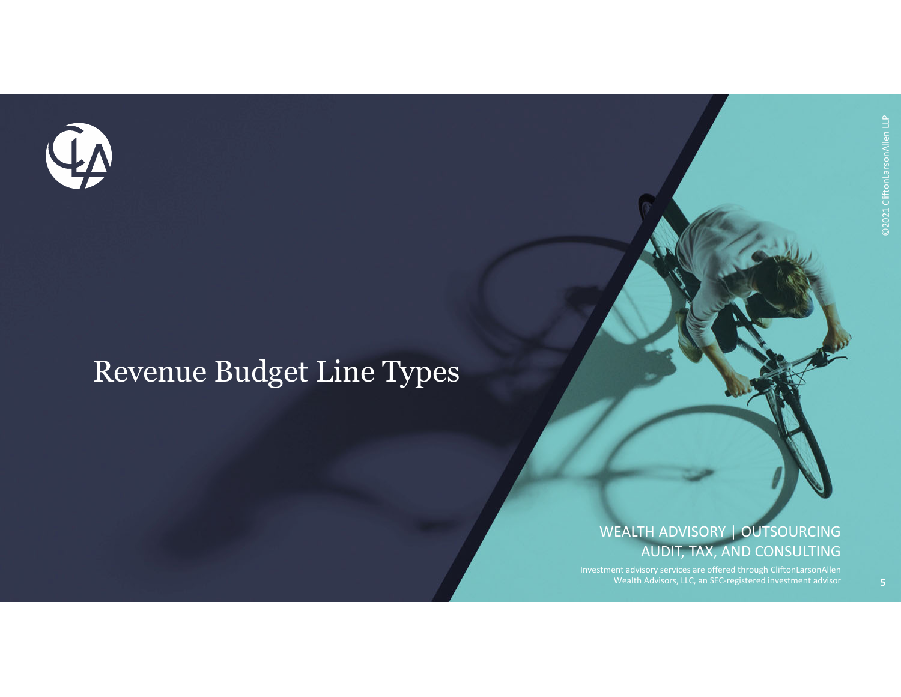# Revenue Budget Line Types

WEALTH ADVISORY | OUTSOURCING
AUDIT, TAX, AND CONSULTING

Investment advisory services are offered through CliftonLarsonAllen Wealth Advisors, LLC, an SEC-registered investment advisor

©2021 CliftonLarsonAllen LLP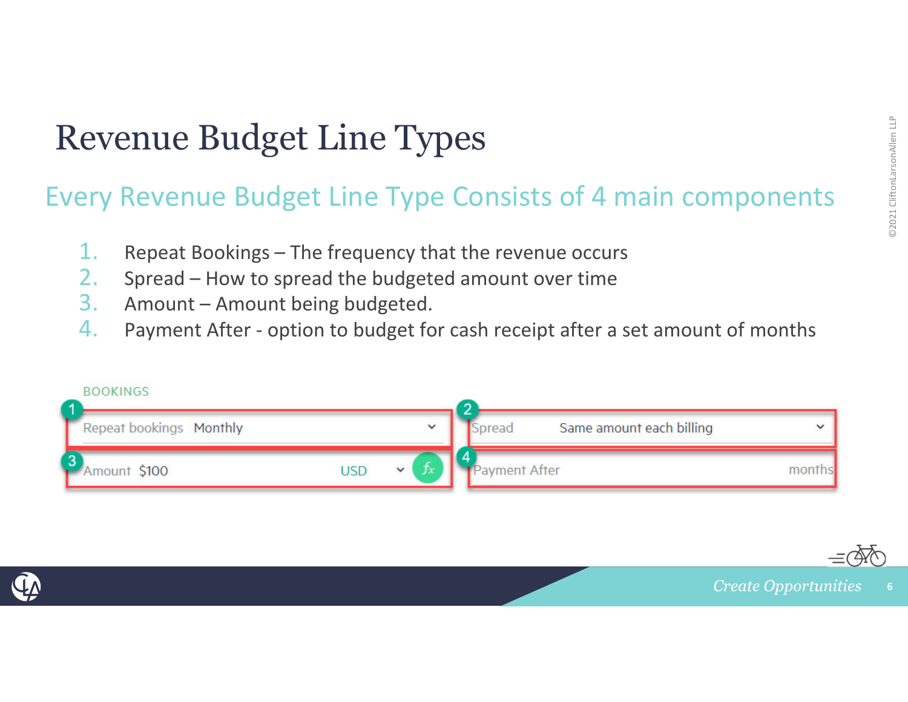# Revenue Budget Line Types

## Every Revenue Budget Line Type Consists of 4 main components

1. Repeat Bookings – The frequency that the revenue occurs
2. Spread – How to spread the budgeted amount over time
3. Amount – Amount being budgeted.
4. Payment After - option to budget for cash receipt after a set amount of months

BOOKINGS

1. Repeat bookings: Monthly
2. Spread: Same amount each billing
3. Amount: $100 USD
4. Payment After: months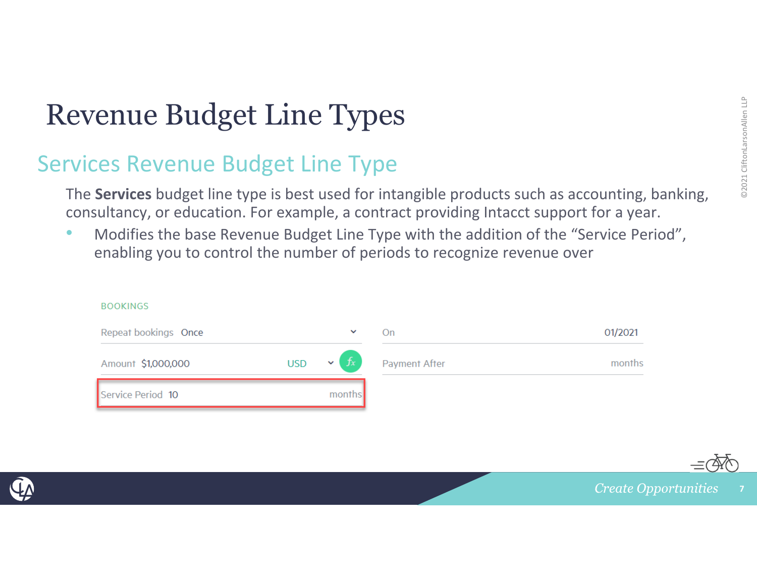# Revenue Budget Line Types

## Services Revenue Budget Line Type

The **Services** budget line type is best used for intangible products such as accounting, banking, consultancy, or education. For example, a contract providing Intacct support for a year.

- Modifies the base Revenue Budget Line Type with the addition of the "Service Period", enabling you to control the number of periods to recognize revenue over

BOOKINGS

| | |
|---|---|
| Repeat bookings: Once | On: 01/2021 |
| Amount: $1,000,000 USD | Payment After: months |
| Service Period: 10 months | |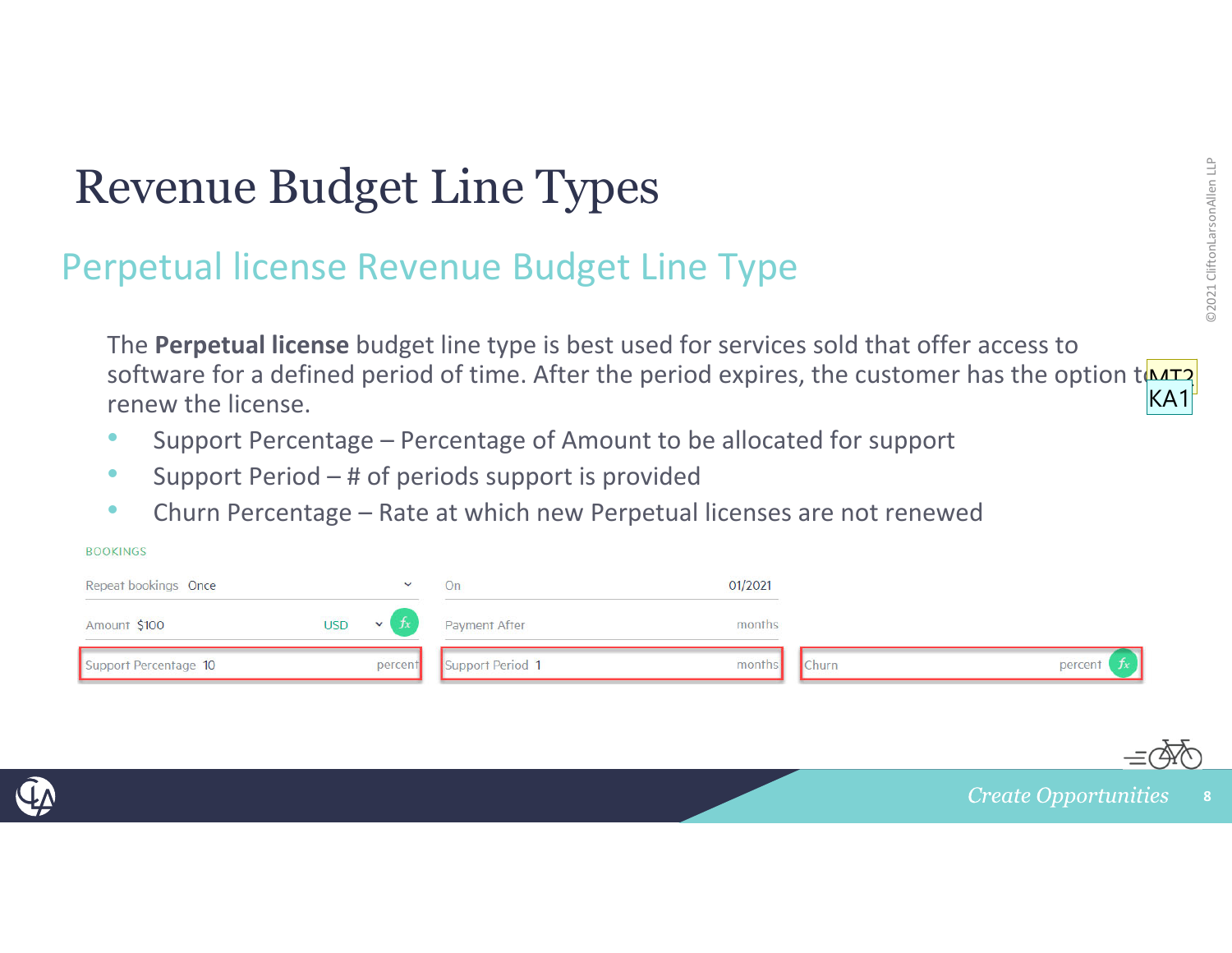# Revenue Budget Line Types

## Perpetual license Revenue Budget Line Type

The **Perpetual license** budget line type is best used for services sold that offer access to software for a defined period of time. After the period expires, the customer has the option to renew the license.

- Support Percentage – Percentage of Amount to be allocated for support
- Support Period – # of periods support is provided
- Churn Percentage – Rate at which new Perpetual licenses are not renewed

BOOKINGS

| | | |
|---|---|---|
| Repeat bookings Once | On 01/2021 | |
| Amount $100 USD | Payment After months | |
| Support Percentage 10 percent | Support Period 1 months | Churn percent |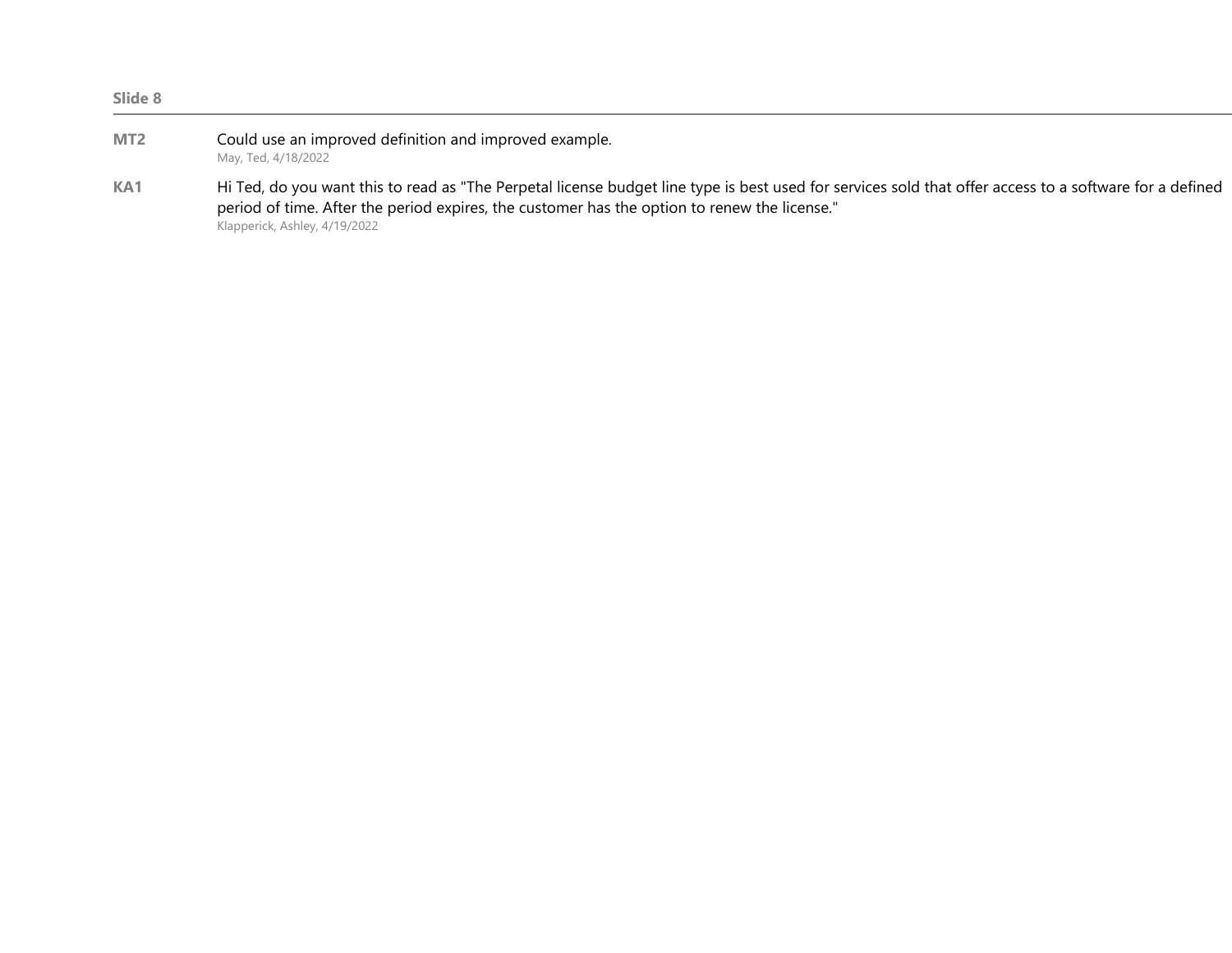**Slide 8**

---

**MT2** Could use an improved definition and improved example.
May, Ted, 4/18/2022

**KA1** Hi Ted, do you want this to read as "The Perpetal license budget line type is best used for services sold that offer access to a software for a defined period of time. After the period expires, the customer has the option to renew the license."
Klapperick, Ashley, 4/19/2022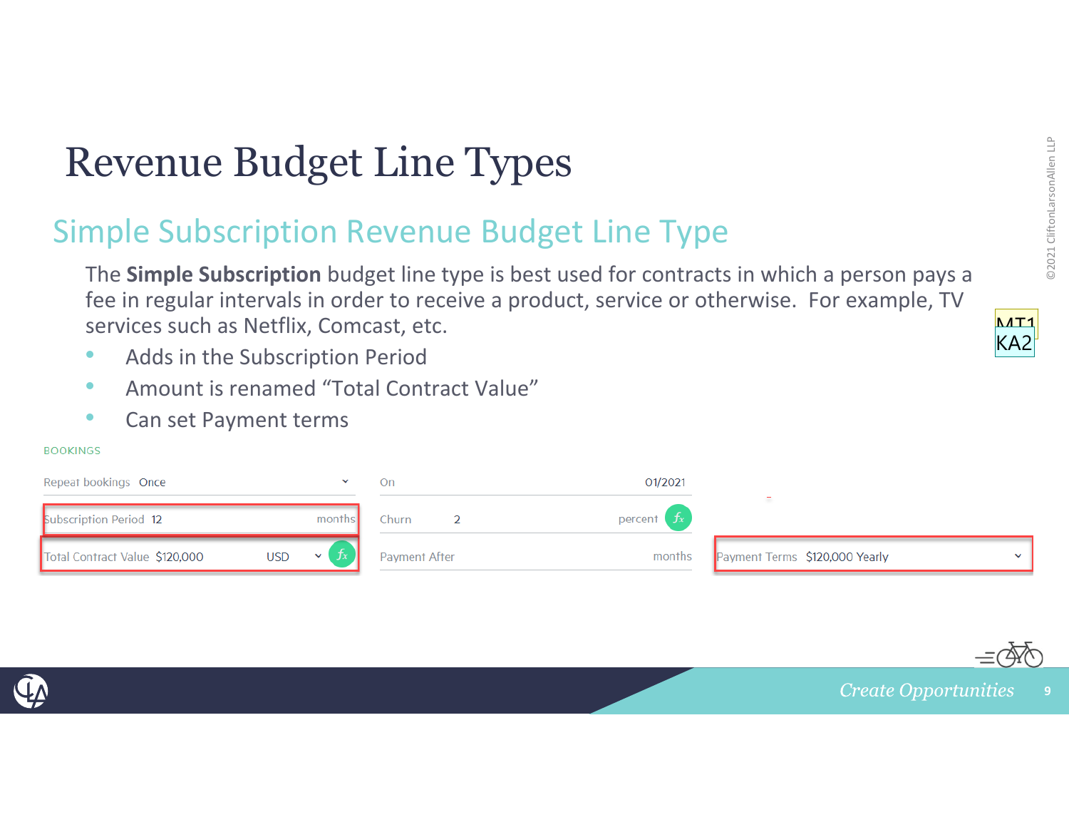# Revenue Budget Line Types

## Simple Subscription Revenue Budget Line Type

The **Simple Subscription** budget line type is best used for contracts in which a person pays a fee in regular intervals in order to receive a product, service or otherwise. For example, TV services such as Netflix, Comcast, etc.

- Adds in the Subscription Period
- Amount is renamed "Total Contract Value"
- Can set Payment terms

BOOKINGS

| Repeat bookings | Once | On | 01/2021 | | |
|---|---|---|---|---|---|
| Subscription Period | 12 months | Churn | 2 percent | | |
| Total Contract Value | $120,000 USD | Payment After | months | Payment Terms | $120,000 Yearly |

MT1

KA2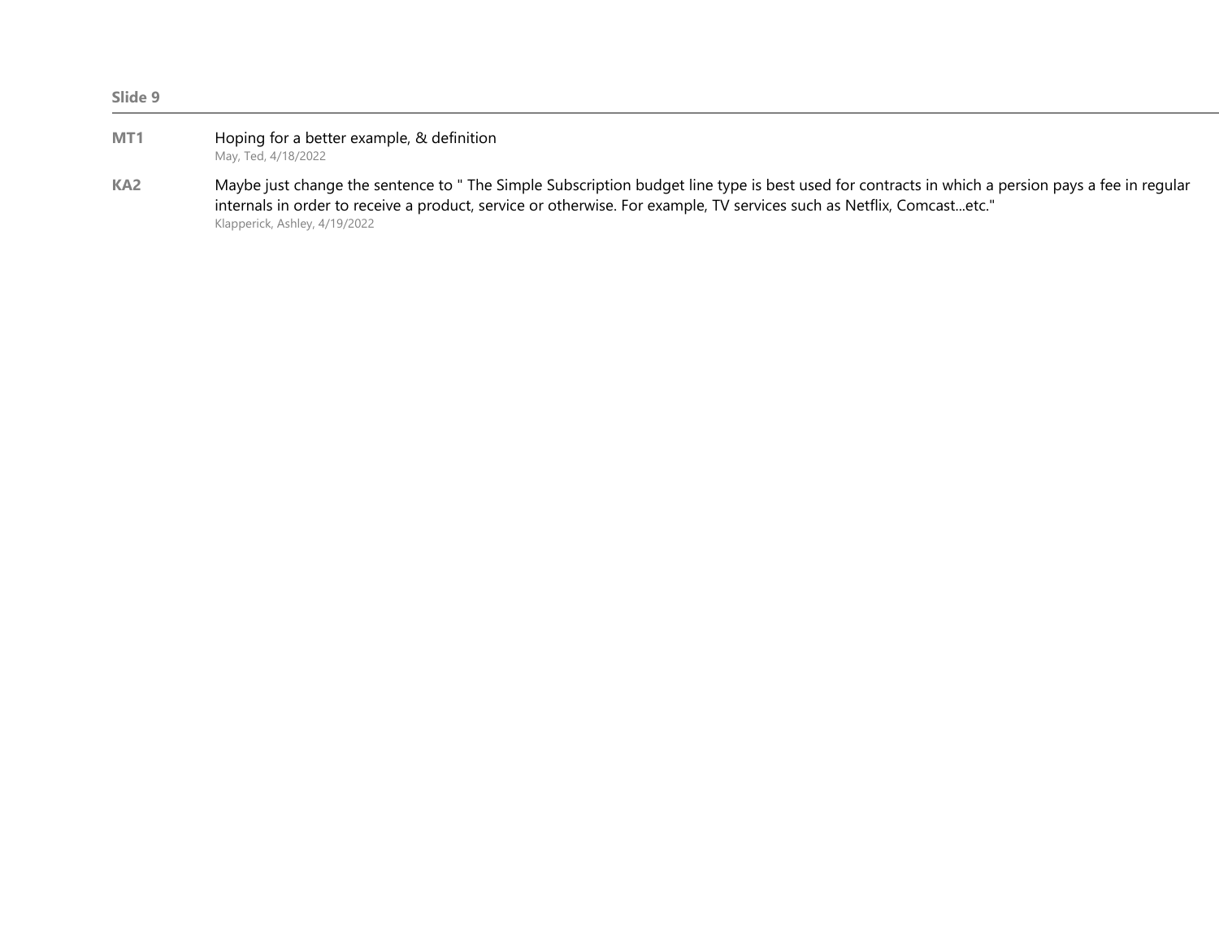**Slide 9**

---

**MT1** Hoping for a better example, & definition
May, Ted, 4/18/2022

**KA2** Maybe just change the sentence to " The Simple Subscription budget line type is best used for contracts in which a persion pays a fee in regular internals in order to receive a product, service or otherwise. For example, TV services such as Netflix, Comcast...etc."
Klapperick, Ashley, 4/19/2022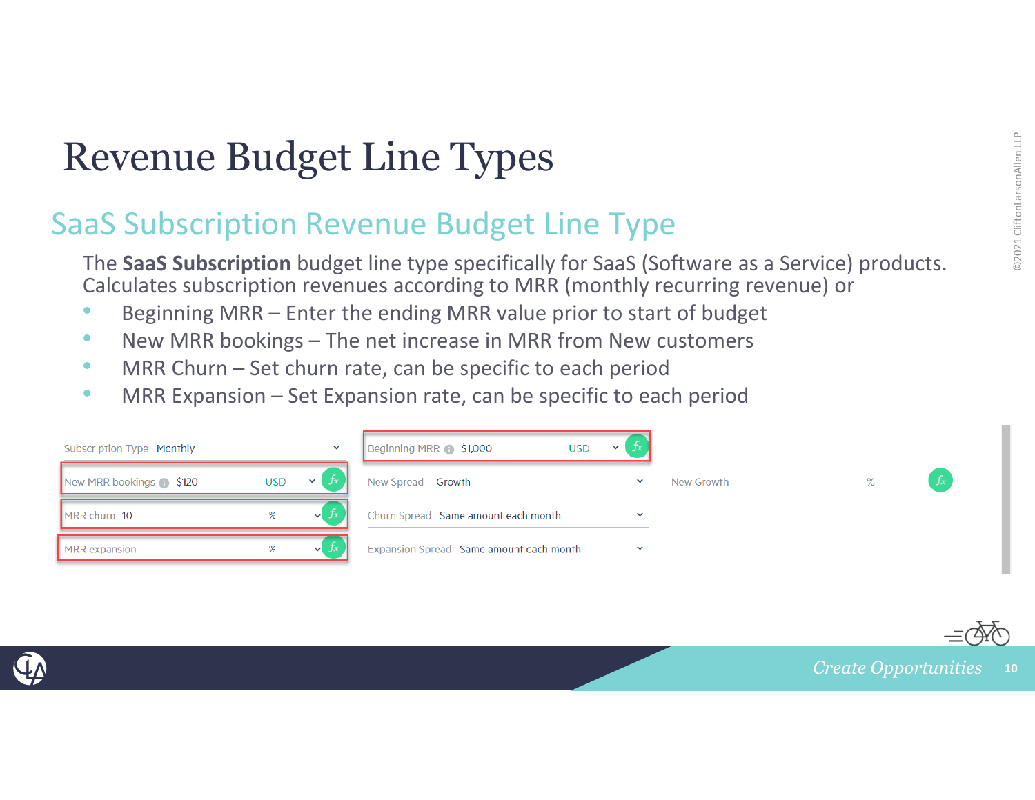# Revenue Budget Line Types

## SaaS Subscription Revenue Budget Line Type

The **SaaS Subscription** budget line type specifically for SaaS (Software as a Service) products. Calculates subscription revenues according to MRR (monthly recurring revenue) or

- Beginning MRR – Enter the ending MRR value prior to start of budget
- New MRR bookings – The net increase in MRR from New customers
- MRR Churn – Set churn rate, can be specific to each period
- MRR Expansion – Set Expansion rate, can be specific to each period

| | | |
|---|---|---|
| Subscription Type: Monthly | Beginning MRR: $1,000 USD | |
| New MRR bookings: $120 USD | New Spread: Growth | New Growth: % |
| MRR churn: 10 % | Churn Spread: Same amount each month | |
| MRR expansion: % | Expansion Spread: Same amount each month | |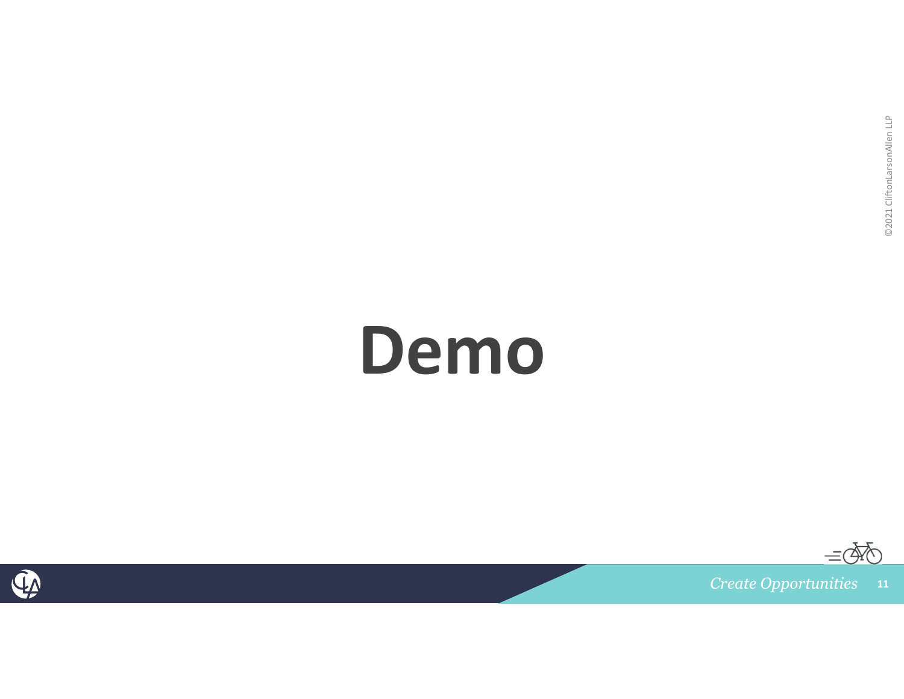# Demo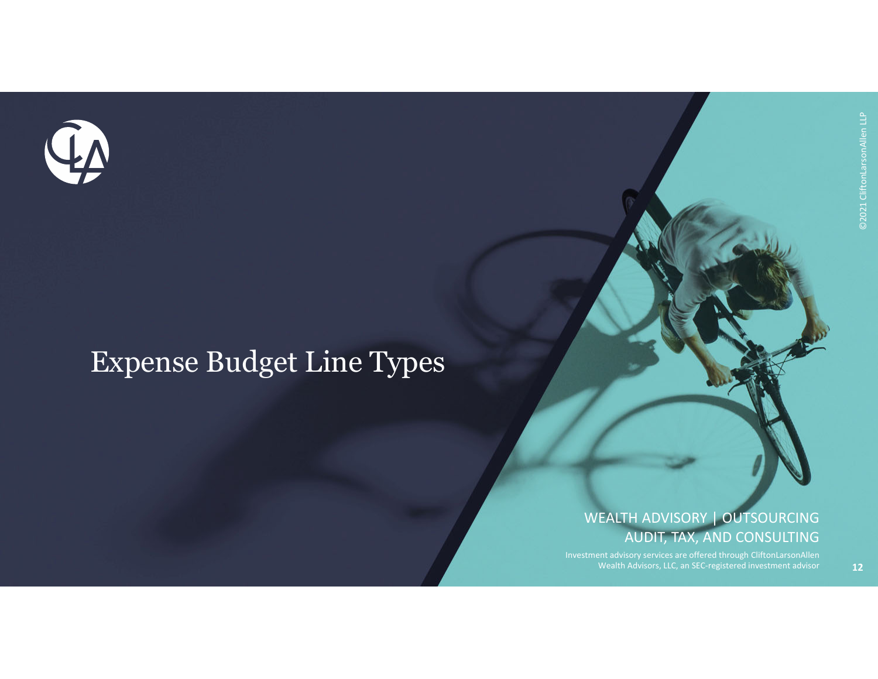# Expense Budget Line Types

WEALTH ADVISORY | OUTSOURCING
AUDIT, TAX, AND CONSULTING

Investment advisory services are offered through CliftonLarsonAllen Wealth Advisors, LLC, an SEC-registered investment advisor

©2021 CliftonLarsonAllen LLP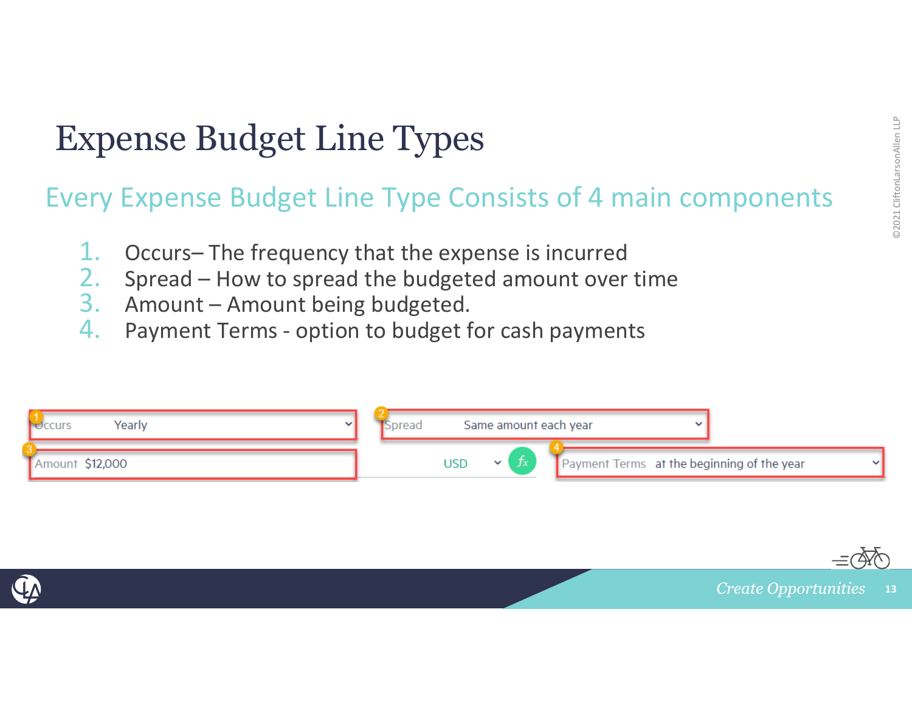# Expense Budget Line Types

## Every Expense Budget Line Type Consists of 4 main components

1. Occurs– The frequency that the expense is incurred
2. Spread – How to spread the budgeted amount over time
3. Amount – Amount being budgeted.
4. Payment Terms - option to budget for cash payments

1 Occurs Yearly

2 Spread Same amount each year

3 Amount $12,000 USD

4 Payment Terms at the beginning of the year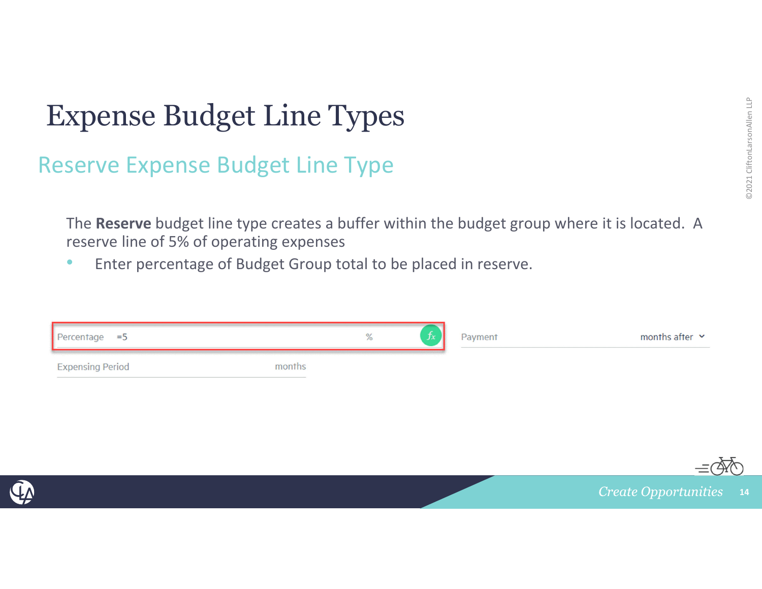# Expense Budget Line Types

## Reserve Expense Budget Line Type

The **Reserve** budget line type creates a buffer within the budget group where it is located. A reserve line of 5% of operating expenses

- Enter percentage of Budget Group total to be placed in reserve.

Percentage =5 % *fx*

Payment months after

Expensing Period months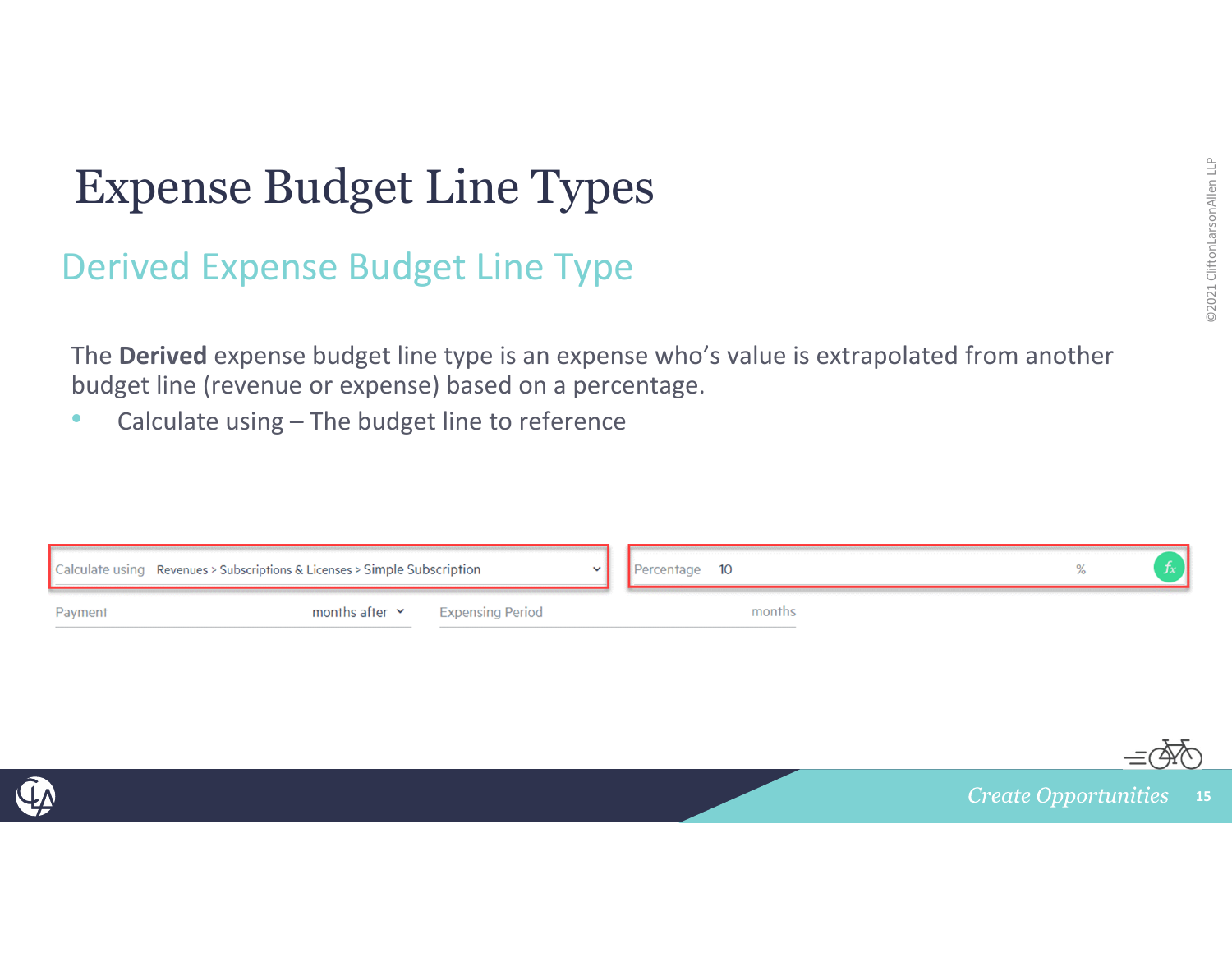# Expense Budget Line Types

## Derived Expense Budget Line Type

The **Derived** expense budget line type is an expense who's value is extrapolated from another budget line (revenue or expense) based on a percentage.

- Calculate using – The budget line to reference

Calculate using Revenues > Subscriptions & Licenses > Simple Subscription

Percentage 10 %

Payment months after

Expensing Period months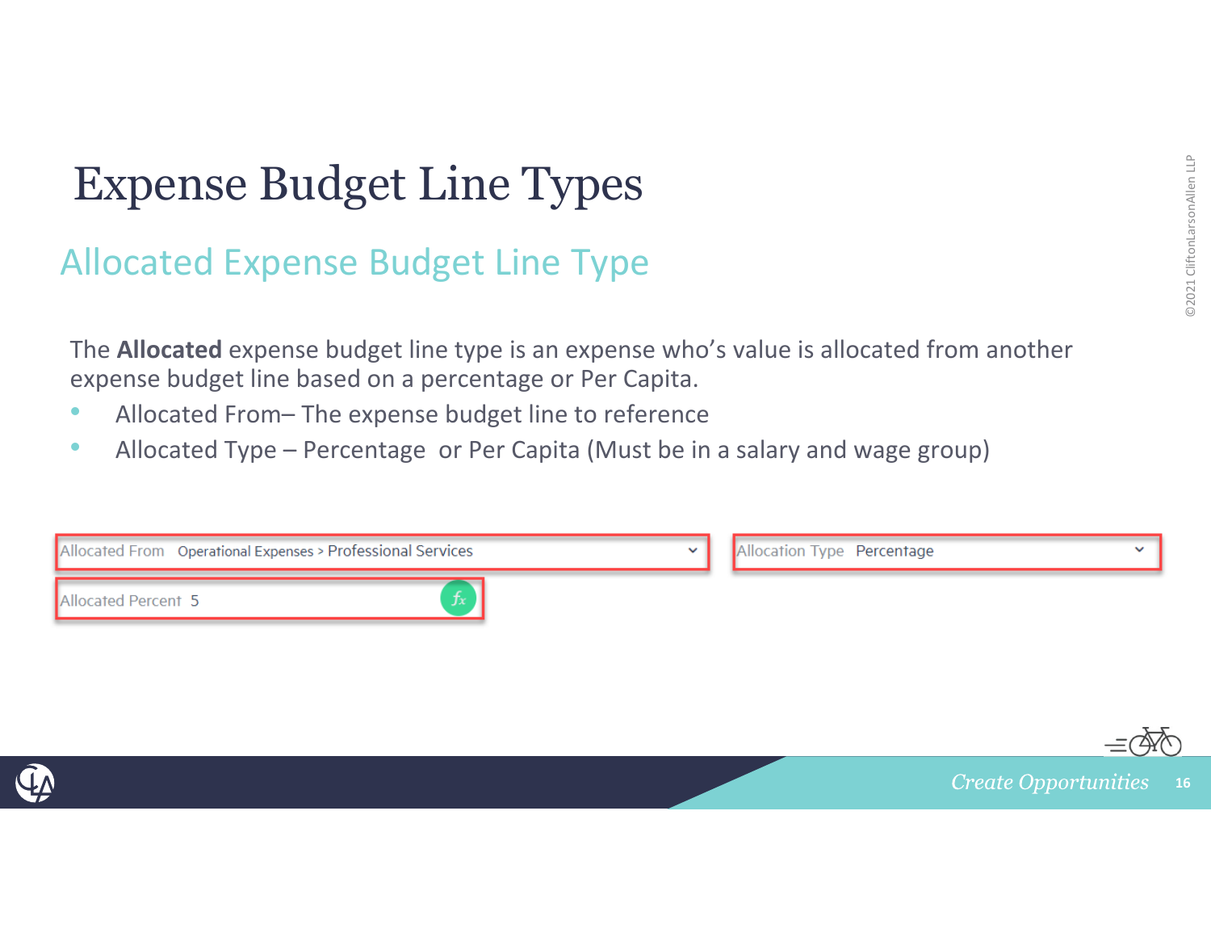# Expense Budget Line Types

## Allocated Expense Budget Line Type

The **Allocated** expense budget line type is an expense who's value is allocated from another expense budget line based on a percentage or Per Capita.

- Allocated From– The expense budget line to reference
- Allocated Type – Percentage or Per Capita (Must be in a salary and wage group)

Allocated From Operational Expenses > Professional Services

Allocation Type Percentage

Allocated Percent 5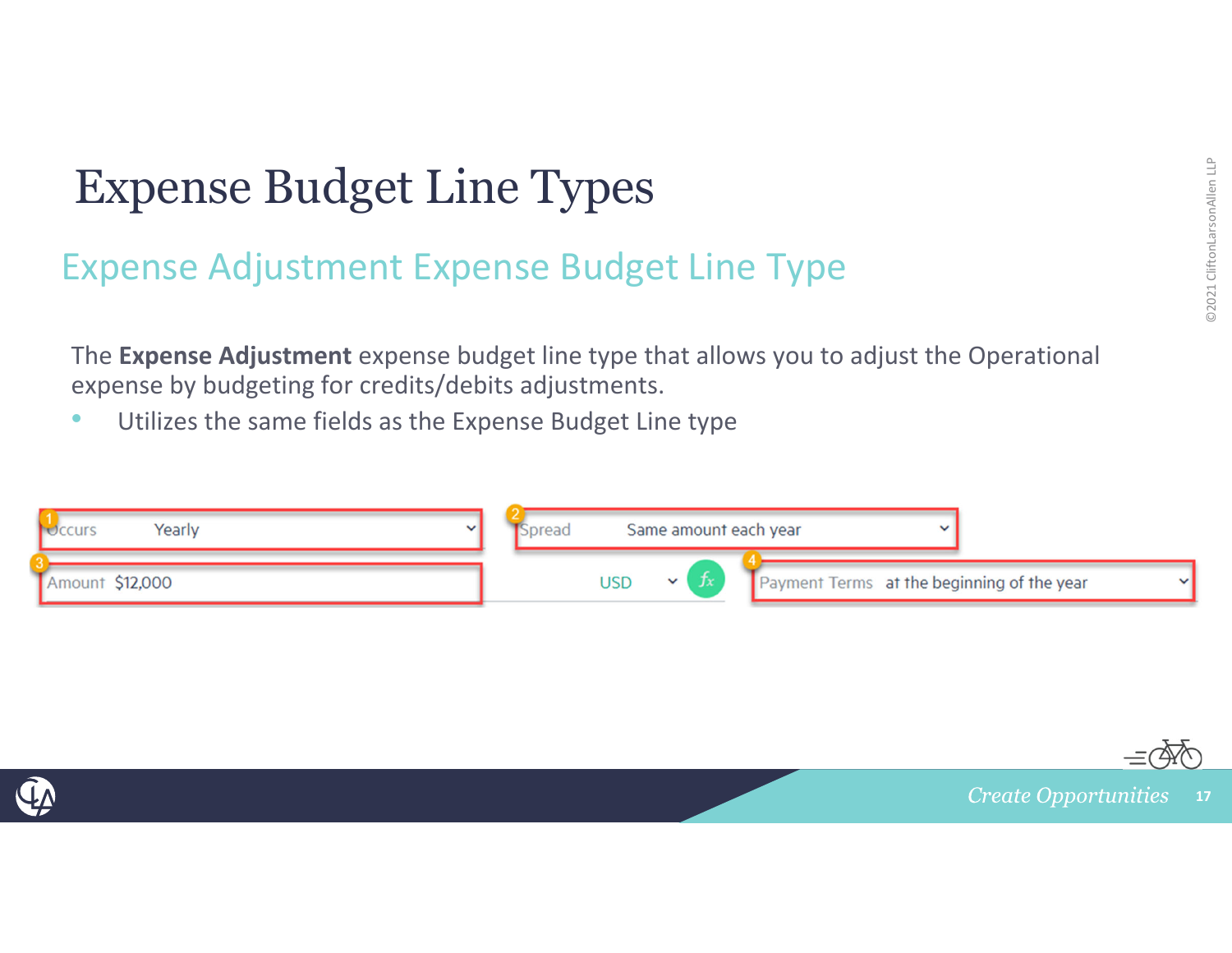# Expense Budget Line Types

## Expense Adjustment Expense Budget Line Type

The **Expense Adjustment** expense budget line type that allows you to adjust the Operational expense by budgeting for credits/debits adjustments.

- Utilizes the same fields as the Expense Budget Line type

1. Occurs: Yearly
2. Spread: Same amount each year
3. Amount: $12,000 USD
4. Payment Terms: at the beginning of the year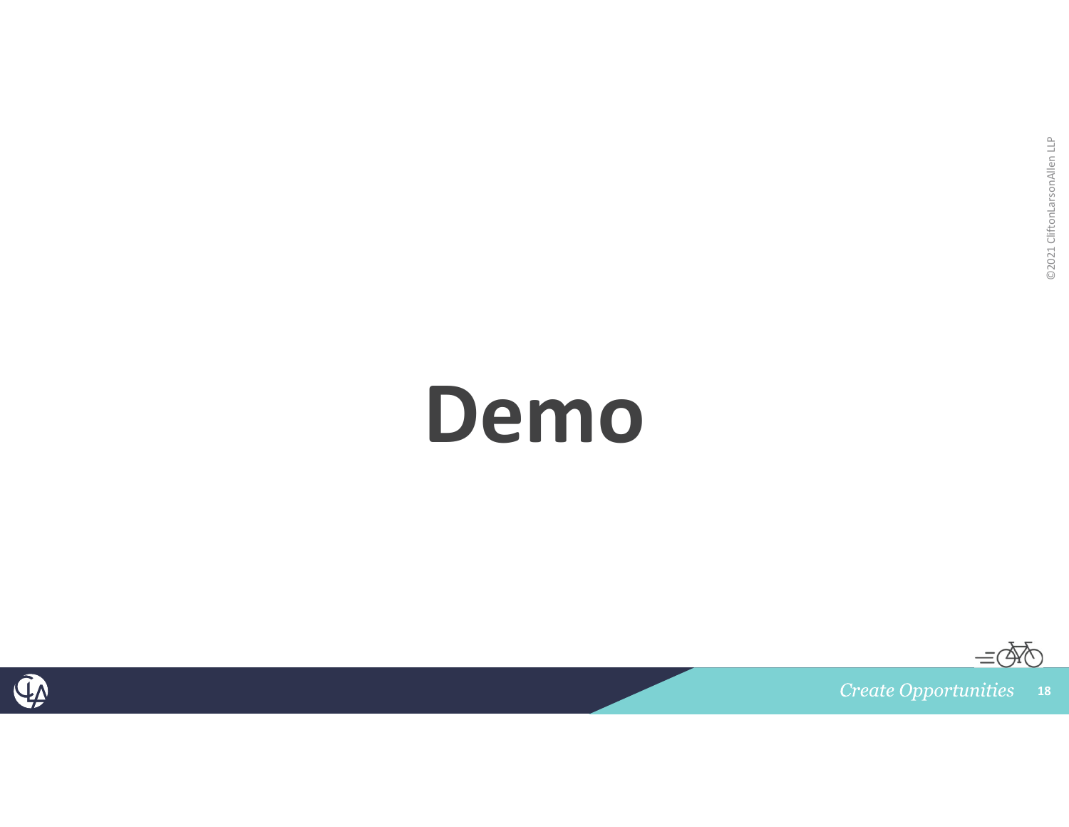# Demo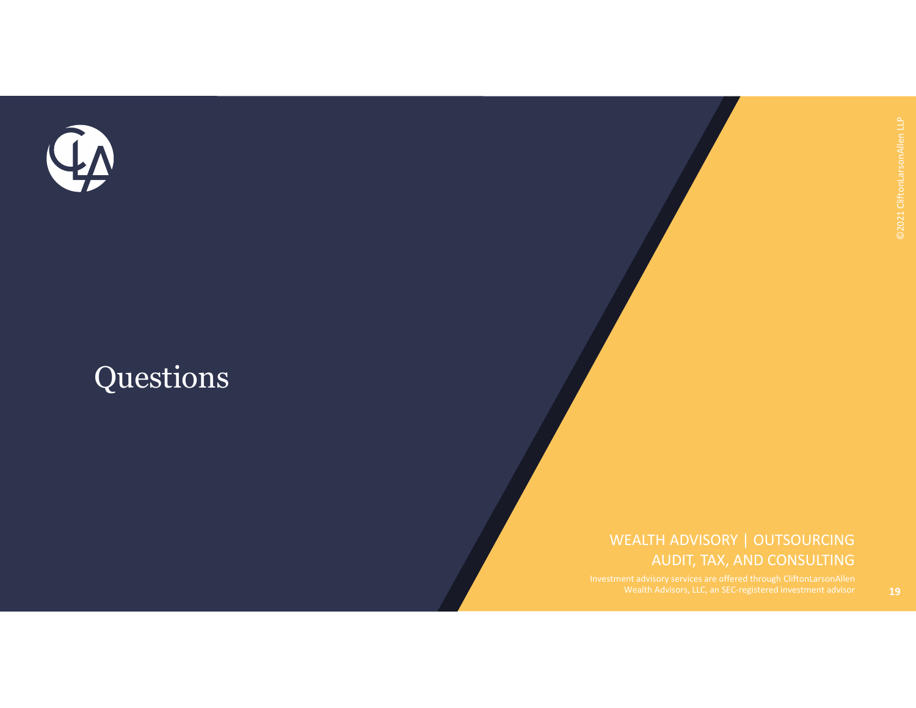# Questions

WEALTH ADVISORY | OUTSOURCING
AUDIT, TAX, AND CONSULTING

Investment advisory services are offered through CliftonLarsonAllen Wealth Advisors, LLC, an SEC-registered investment advisor

©2021 CliftonLarsonAllen LLP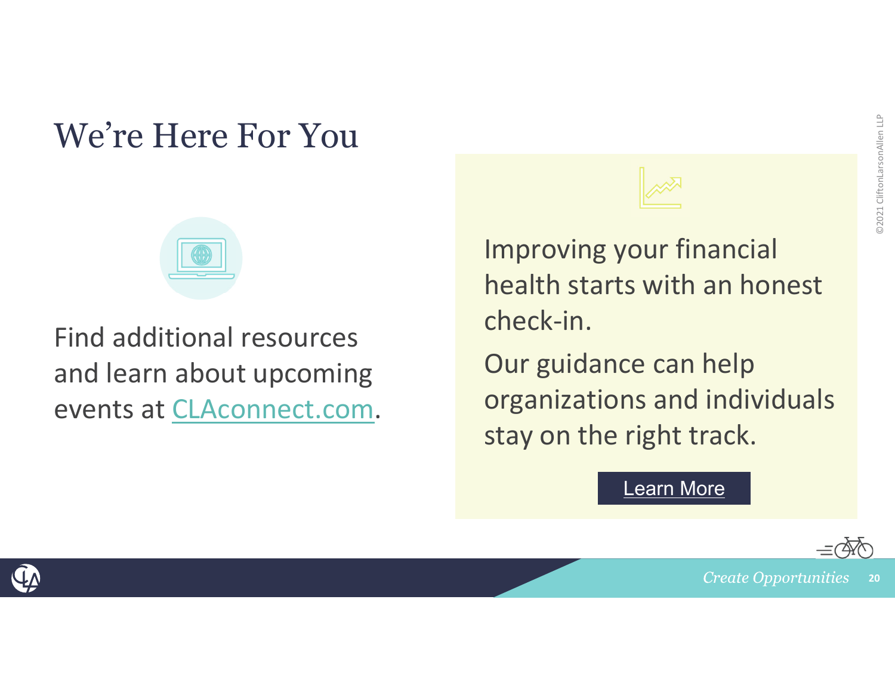# We’re Here For You

Find additional resources and learn about upcoming events at [CLAconnect.com](CLAconnect.com).

Improving your financial health starts with an honest check-in.

Our guidance can help organizations and individuals stay on the right track.

Learn More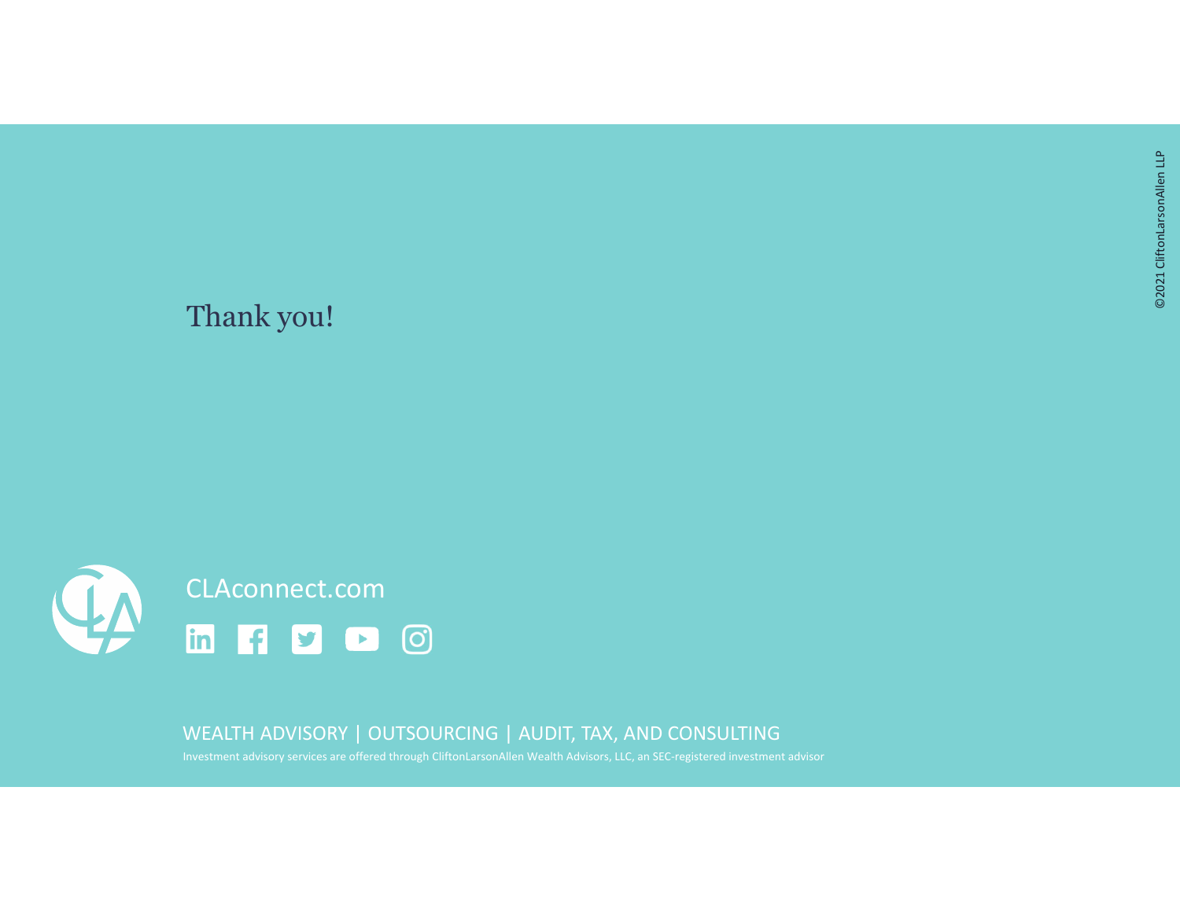# Thank you!

CLAconnect.com

WEALTH ADVISORY | OUTSOURCING | AUDIT, TAX, AND CONSULTING

Investment advisory services are offered through CliftonLarsonAllen Wealth Advisors, LLC, an SEC-registered investment advisor

©2021 CliftonLarsonAllen LLP